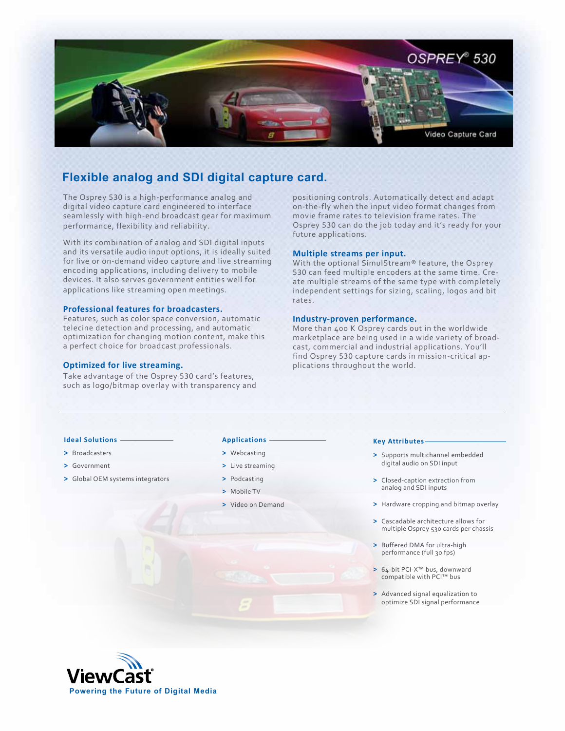OSPREY® 530

Video Capture Card

## Flexible analog and SDI digital capture card.

The Osprey 530 is a high-performance analog and digital video capture card engineered to interface seamlessly with high-end broadcast gear for maximum performance, flexibility and reliability.

With its combination of analog and SDI digital inputs and its versatile audio input options, it is ideally suited for live or on-demand video capture and live streaming encoding applications, including delivery to mobile devices. It also serves government entities well for applications like streaming open meetings.

### Professional features for broadcasters.

Features, such as color space conversion, automatic telecine detection and processing, and automatic optimization for changing motion content, make this a perfect choice for broadcast professionals.

### Optimized for live streaming.

Take advantage of the Osprey 530 card's features, such as logo/bitmap overlay with transparency and positioning controls. Automatically detect and adapt on-the-fly when the input video format changes from movie frame rates to television frame rates. The Osprey 530 can do the job today and it's ready for your future applications.

### Multiple streams per input.

With the optional SimulStream® feature, the Osprey 530 can feed multiple encoders at the same time. Create multiple streams of the same type with completely independent settings for sizing, scaling, logos and bit rates.

### Industry-proven performance.

More than 400 K Osprey cards out in the worldwide marketplace are being used in a wide variety of broadcast, commercial and industrial applications. You'll find Osprey 530 capture cards in mission-critical applications throughout the world.

---

#### Ideal Solutions

- Broadcasters
- Government
- Global OEM systems integrators

#### Applications

- Webcasting
- Live streaming
- Podcasting
- Mobile TV
- Video on Demand

#### Key Attributes

- Supports multichannel embedded digital audio on SDI input
- Closed-caption extraction from analog and SDI inputs
- Hardware cropping and bitmap overlay
- Cascadable architecture allows for multiple Osprey 530 cards per chassis
- Buffered DMA for ultra-high performance (full 30 fps)
- 64-bit PCI-X™ bus, downward compatible with PCI™ bus
- Advanced signal equalization to optimize SDI signal performance

ViewCast®

Powering the Future of Digital Media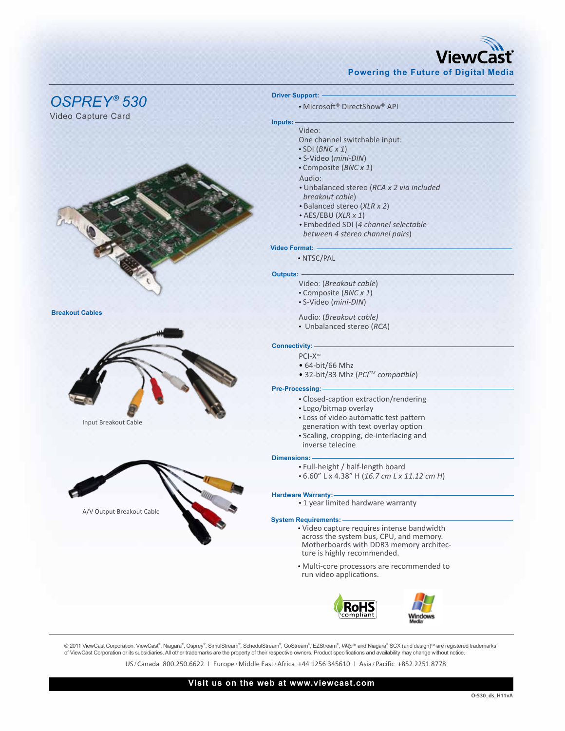ViewCast®

**Powering the Future of Digital Media**

# *OSPREY® 530*

Video Capture Card

**Breakout Cables**

Input Breakout Cable

A/V Output Breakout Cable

**Driver Support:**

- Microsoft® DirectShow® API

**Inputs:**

Video:
One channel switchable input:

- SDI (*BNC x 1*)
- S-Video (*mini-DIN*)
- Composite (*BNC x 1*)

Audio:

- Unbalanced stereo (*RCA x 2 via included breakout cable*)
- Balanced stereo (*XLR x 2*)
- AES/EBU (*XLR x 1*)
- Embedded SDI (*4 channel selectable between 4 stereo channel pairs*)

**Video Format:**

- NTSC/PAL

**Outputs:**

Video: (*Breakout cable*)

- Composite (*BNC x 1*)
- S-Video (*mini-DIN*)

Audio: (*Breakout cable)*

- Unbalanced stereo (*RCA*)

**Connectivity:**

PCI-X™

- 64-bit/66 Mhz
- 32-bit/33 Mhz (*PCI™ compatible*)

**Pre-Processing:**

- Closed-caption extraction/rendering
- Logo/bitmap overlay
- Loss of video automatic test pattern generation with text overlay option
- Scaling, cropping, de-interlacing and inverse telecine

**Dimensions:**

- Full-height / half-length board
- 6.60" L x 4.38" H (*16.7 cm L x 11.12 cm H*)

**Hardware Warranty:**

- 1 year limited hardware warranty

**System Requirements:**

- Video capture requires intense bandwidth across the system bus, CPU, and memory. Motherboards with DDR3 memory architecture is highly recommended.
- Multi-core processors are recommended to run video applications.

RoHS compliant

Windows Media

© 2011 ViewCast Corporation. ViewCast®, Niagara®, Osprey®, SimulStream®, SchedulStream®, GoStream®, EZStream®, *VMp*™ and Niagara® SCX (and design)™ are registered trademarks of ViewCast Corporation or its subsidiaries. All other trademarks are the property of their respective owners. Product specifications and availability may change without notice.

US / Canada 800.250.6622 | Europe / Middle East / Africa +44 1256 345610 | Asia / Pacific +852 2251 8778

**Visit us on the web at www.viewcast.com**

O-530_ds_H11vA